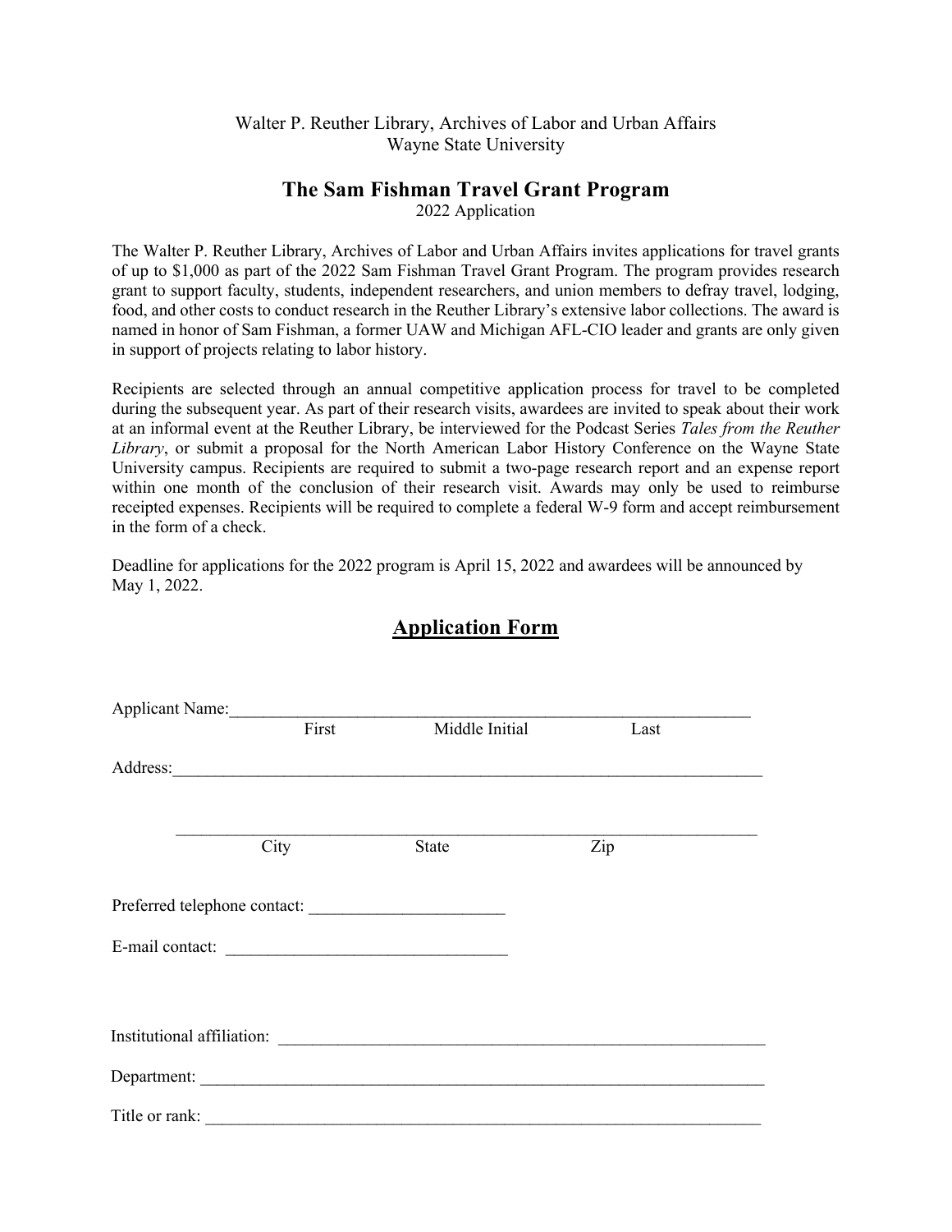Walter P. Reuther Library, Archives of Labor and Urban Affairs
Wayne State University

# The Sam Fishman Travel Grant Program

2022 Application

The Walter P. Reuther Library, Archives of Labor and Urban Affairs invites applications for travel grants of up to $1,000 as part of the 2022 Sam Fishman Travel Grant Program. The program provides research grant to support faculty, students, independent researchers, and union members to defray travel, lodging, food, and other costs to conduct research in the Reuther Library's extensive labor collections. The award is named in honor of Sam Fishman, a former UAW and Michigan AFL-CIO leader and grants are only given in support of projects relating to labor history.

Recipients are selected through an annual competitive application process for travel to be completed during the subsequent year. As part of their research visits, awardees are invited to speak about their work at an informal event at the Reuther Library, be interviewed for the Podcast Series *Tales from the Reuther Library*, or submit a proposal for the North American Labor History Conference on the Wayne State University campus. Recipients are required to submit a two-page research report and an expense report within one month of the conclusion of their research visit. Awards may only be used to reimburse receipted expenses. Recipients will be required to complete a federal W-9 form and accept reimbursement in the form of a check.

Deadline for applications for the 2022 program is April 15, 2022 and awardees will be announced by May 1, 2022.

## Application Form

Applicant Name:________________________________________________________________
First Middle Initial Last

Address:_________________________________________________________________________

_________________________________________________________________________
City State Zip

Preferred telephone contact: _______________________

E-mail contact: _________________________________

Institutional affiliation: __________________________________________________________

Department: ___________________________________________________________________

Title or rank: __________________________________________________________________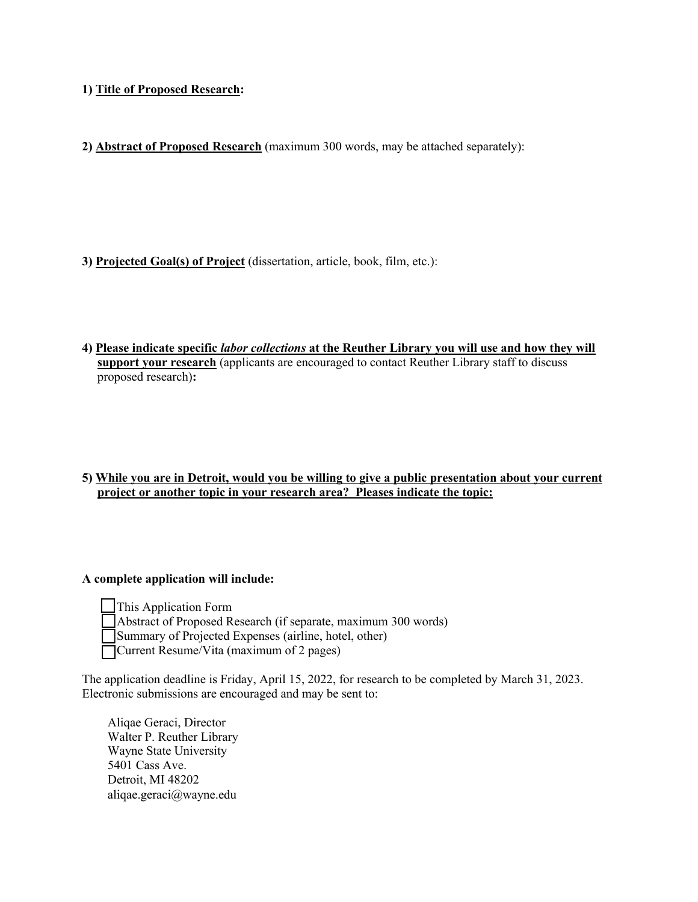1) **<u>Title of Proposed Research</u>:**

2) **<u>Abstract of Proposed Research</u>** (maximum 300 words, may be attached separately):

3) **<u>Projected Goal(s) of Project</u>** (dissertation, article, book, film, etc.):

4) **<u>Please indicate specific *labor collections* at the Reuther Library you will use and how they will support your research</u>** (applicants are encouraged to contact Reuther Library staff to discuss proposed research)**:**

5) **<u>While you are in Detroit, would you be willing to give a public presentation about your current project or another topic in your research area? Pleases indicate the topic:</u>**

**A complete application will include:**

- [ ] This Application Form
- [ ] Abstract of Proposed Research (if separate, maximum 300 words)
- [ ] Summary of Projected Expenses (airline, hotel, other)
- [ ] Current Resume/Vita (maximum of 2 pages)

The application deadline is Friday, April 15, 2022, for research to be completed by March 31, 2023. Electronic submissions are encouraged and may be sent to:

Aliqae Geraci, Director
Walter P. Reuther Library
Wayne State University
5401 Cass Ave.
Detroit, MI 48202
aliqae.geraci@wayne.edu